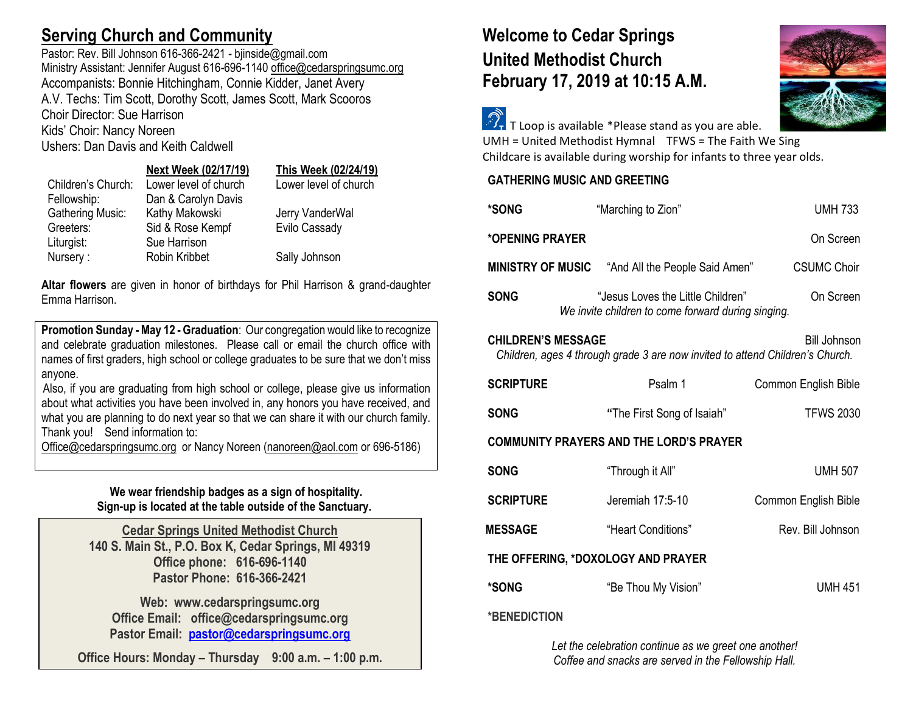## Serving Church and Community

Pastor: Rev. Bill Johnson 616-366-2421 - bjinside@gmail.com
Ministry Assistant: Jennifer August 616-696-1140 office@cedarspringsumc.org
Accompanists: Bonnie Hitchingham, Connie Kidder, Janet Avery
A.V. Techs: Tim Scott, Dorothy Scott, James Scott, Mark Scooros
Choir Director: Sue Harrison
Kids' Choir: Nancy Noreen
Ushers: Dan Davis and Keith Caldwell

| | Next Week (02/17/19) | This Week (02/24/19) |
|---|---|---|
| Children's Church: | Lower level of church | Lower level of church |
| Fellowship: | Dan & Carolyn Davis | |
| Gathering Music: | Kathy Makowski | Jerry VanderWal |
| Greeters: | Sid & Rose Kempf | Evilo Cassady |
| Liturgist: | Sue Harrison | |
| Nursery : | Robin Kribbet | Sally Johnson |

**Altar flowers** are given in honor of birthdays for Phil Harrison & grand-daughter Emma Harrison.

**Promotion Sunday - May 12 - Graduation**: Our congregation would like to recognize and celebrate graduation milestones. Please call or email the church office with names of first graders, high school or college graduates to be sure that we don't miss anyone.

Also, if you are graduating from high school or college, please give us information about what activities you have been involved in, any honors you have received, and what you are planning to do next year so that we can share it with our church family. Thank you! Send information to:
Office@cedarspringsumc.org or Nancy Noreen (nanoreen@aol.com or 696-5186)

**We wear friendship badges as a sign of hospitality.**
**Sign-up is located at the table outside of the Sanctuary.**

**Cedar Springs United Methodist Church**
**140 S. Main St., P.O. Box K, Cedar Springs, MI 49319**
**Office phone: 616-696-1140**
**Pastor Phone: 616-366-2421**

**Web: www.cedarspringsumc.org**
**Office Email: office@cedarspringsumc.org**
**Pastor Email: pastor@cedarspringsumc.org**

**Office Hours: Monday – Thursday 9:00 a.m. – 1:00 p.m.**

# Welcome to Cedar Springs United Methodist Church
# February 17, 2019 at 10:15 A.M.

T Loop is available *Please stand as you are able.
UMH = United Methodist Hymnal TFWS = The Faith We Sing
Childcare is available during worship for infants to three year olds.

**GATHERING MUSIC AND GREETING**

| | | |
|---|---|---|
| **\*SONG** | "Marching to Zion" | UMH 733 |
| **\*OPENING PRAYER** | | On Screen |
| **MINISTRY OF MUSIC** | "And All the People Said Amen" | CSUMC Choir |
| **SONG** | "Jesus Loves the Little Children" *We invite children to come forward during singing.* | On Screen |
| **CHILDREN'S MESSAGE** | | Bill Johnson |

*Children, ages 4 through grade 3 are now invited to attend Children's Church.*

| | | |
|---|---|---|
| **SCRIPTURE** | Psalm 1 | Common English Bible |
| **SONG** | "The First Song of Isaiah" | TFWS 2030 |

**COMMUNITY PRAYERS AND THE LORD'S PRAYER**

| | | |
|---|---|---|
| **SONG** | "Through it All" | UMH 507 |
| **SCRIPTURE** | Jeremiah 17:5-10 | Common English Bible |
| **MESSAGE** | "Heart Conditions" | Rev. Bill Johnson |

**THE OFFERING, \*DOXOLOGY AND PRAYER**

| | | |
|---|---|---|
| **\*SONG** | "Be Thou My Vision" | UMH 451 |

**\*BENEDICTION**

*Let the celebration continue as we greet one another!*
*Coffee and snacks are served in the Fellowship Hall.*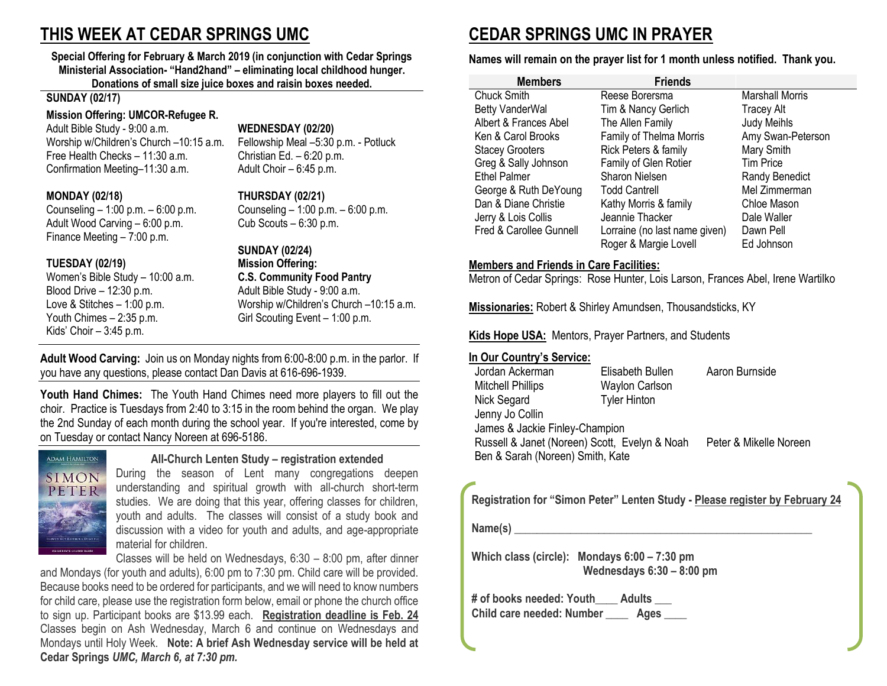# THIS WEEK AT CEDAR SPRINGS UMC

**Special Offering for February & March 2019 (in conjunction with Cedar Springs Ministerial Association- "Hand2hand" – eliminating local childhood hunger. Donations of small size juice boxes and raisin boxes needed.**

**SUNDAY (02/17)**

**Mission Offering: UMCOR-Refugee R.**
Adult Bible Study - 9:00 a.m.
Worship w/Children's Church –10:15 a.m.
Free Health Checks – 11:30 a.m.
Confirmation Meeting–11:30 a.m.

**MONDAY (02/18)**
Counseling – 1:00 p.m. – 6:00 p.m.
Adult Wood Carving – 6:00 p.m.
Finance Meeting – 7:00 p.m.

**TUESDAY (02/19)**
Women's Bible Study – 10:00 a.m.
Blood Drive – 12:30 p.m.
Love & Stitches – 1:00 p.m.
Youth Chimes – 2:35 p.m.
Kids' Choir – 3:45 p.m.

**WEDNESDAY (02/20)**
Fellowship Meal –5:30 p.m. - Potluck
Christian Ed. – 6:20 p.m.
Adult Choir – 6:45 p.m.

**THURSDAY (02/21)**
Counseling – 1:00 p.m. – 6:00 p.m.
Cub Scouts – 6:30 p.m.

**SUNDAY (02/24)**
**Mission Offering:**
**C.S. Community Food Pantry**
Adult Bible Study - 9:00 a.m.
Worship w/Children's Church –10:15 a.m.
Girl Scouting Event – 1:00 p.m.

**Adult Wood Carving:** Join us on Monday nights from 6:00-8:00 p.m. in the parlor. If you have any questions, please contact Dan Davis at 616-696-1939.

**Youth Hand Chimes:** The Youth Hand Chimes need more players to fill out the choir. Practice is Tuesdays from 2:40 to 3:15 in the room behind the organ. We play the 2nd Sunday of each month during the school year. If you're interested, come by on Tuesday or contact Nancy Noreen at 696-5186.

**All-Church Lenten Study – registration extended**

During the season of Lent many congregations deepen understanding and spiritual growth with all-church short-term studies. We are doing that this year, offering classes for children, youth and adults. The classes will consist of a study book and discussion with a video for youth and adults, and age-appropriate material for children.

Classes will be held on Wednesdays, 6:30 – 8:00 pm, after dinner and Mondays (for youth and adults), 6:00 pm to 7:30 pm. Child care will be provided. Because books need to be ordered for participants, and we will need to know numbers for child care, please use the registration form below, email or phone the church office to sign up. Participant books are $13.99 each. **Registration deadline is Feb. 24** Classes begin on Ash Wednesday, March 6 and continue on Wednesdays and Mondays until Holy Week. **Note: A brief Ash Wednesday service will be held at Cedar Springs *UMC, March 6, at 7:30 pm.***

# CEDAR SPRINGS UMC IN PRAYER

**Names will remain on the prayer list for 1 month unless notified. Thank you.**

| Members | Friends | |
|---|---|---|
| Chuck Smith | Reese Borersma | Marshall Morris |
| Betty VanderWal | Tim & Nancy Gerlich | Tracey Alt |
| Albert & Frances Abel | The Allen Family | Judy Meihls |
| Ken & Carol Brooks | Family of Thelma Morris | Amy Swan-Peterson |
| Stacey Grooters | Rick Peters & family | Mary Smith |
| Greg & Sally Johnson | Family of Glen Rotier | Tim Price |
| Ethel Palmer | Sharon Nielsen | Randy Benedict |
| George & Ruth DeYoung | Todd Cantrell | Mel Zimmerman |
| Dan & Diane Christie | Kathy Morris & family | Chloe Mason |
| Jerry & Lois Collis | Jeannie Thacker | Dale Waller |
| Fred & Carollee Gunnell | Lorraine (no last name given) | Dawn Pell |
| | Roger & Margie Lovell | Ed Johnson |

**Members and Friends in Care Facilities:**
Metron of Cedar Springs: Rose Hunter, Lois Larson, Frances Abel, Irene Wartilko

**Missionaries:** Robert & Shirley Amundsen, Thousandsticks, KY

**Kids Hope USA:** Mentors, Prayer Partners, and Students

**In Our Country's Service:**

Jordan Ackerman, Elisabeth Bullen, Aaron Burnside
Mitchell Phillips, Waylon Carlson
Nick Segard, Tyler Hinton
Jenny Jo Collin
James & Jackie Finley-Champion
Russell & Janet (Noreen) Scott, Evelyn & Noah; Peter & Mikelle Noreen
Ben & Sarah (Noreen) Smith, Kate

**Registration for "Simon Peter" Lenten Study - Please register by February 24**

**Name(s)** \_\_\_\_\_\_\_\_\_\_\_\_\_\_\_\_\_\_\_\_\_\_\_\_\_\_\_\_\_\_\_\_\_\_\_\_\_\_\_\_

**Which class (circle): Mondays 6:00 – 7:30 pm**
**Wednesdays 6:30 – 8:00 pm**

**# of books needed: Youth\_\_\_\_ Adults \_\_\_**
**Child care needed: Number \_\_\_\_ Ages \_\_\_\_**